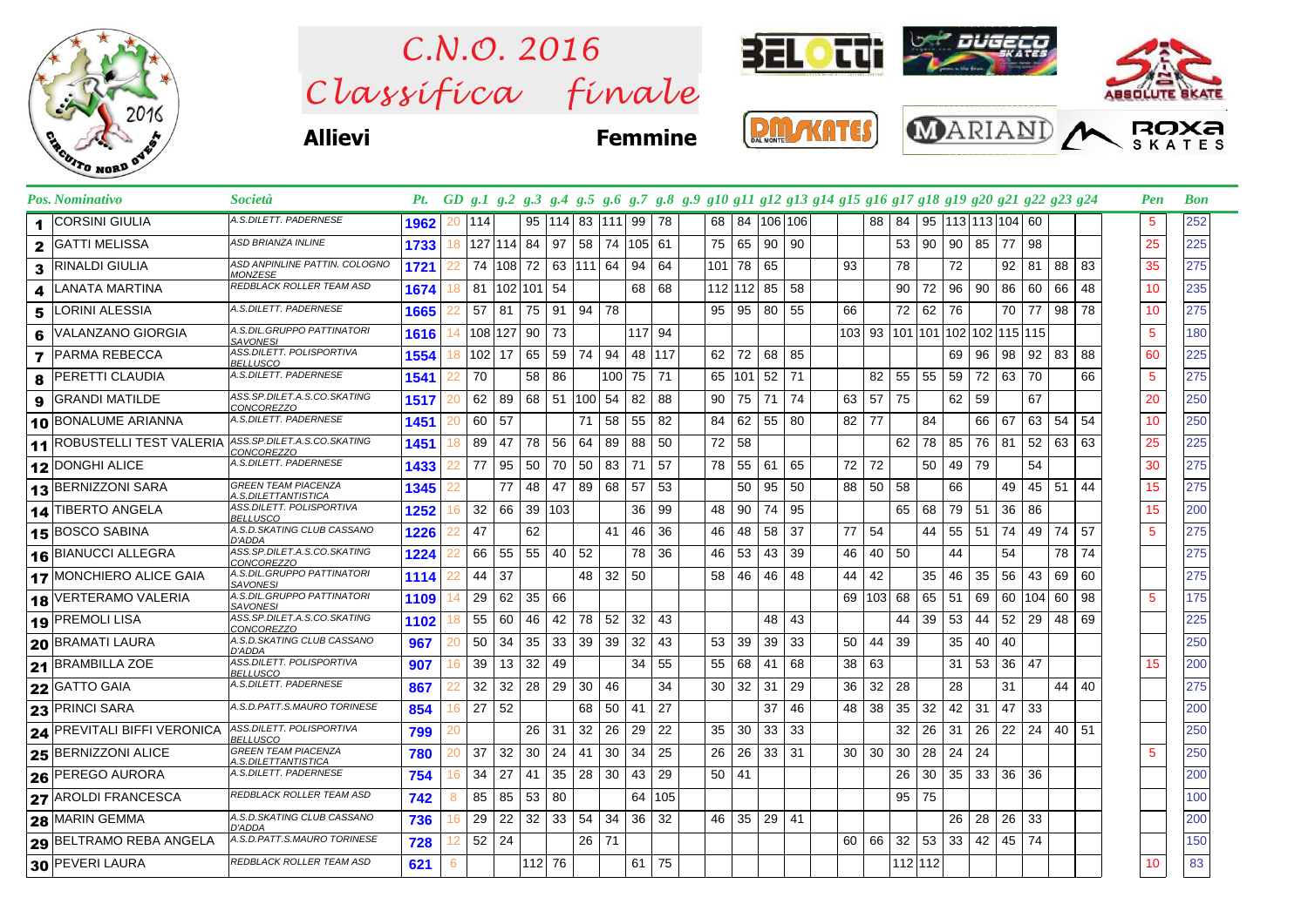# C.N.O. 2016
# Classifica finale

**Allievi** **Femmine**

| Pos. | Nominativo | Società | Pt. | GD | g.1 | g.2 | g.3 | g.4 | g.5 | g.6 | g.7 | g.8 | g.9 | g.10 | g.11 | g.12 | g.13 | g.14 | g.15 | g.16 | g.17 | g.18 | g.19 | g.20 | g.21 | g.22 | g.23 | g.24 | Pen | Bon |
|---|---|---|---|---|---|---|---|---|---|---|---|---|---|---|---|---|---|---|---|---|---|---|---|---|---|---|---|---|---|---|
| 1 | CORSINI GIULIA | A.S.DILETT. PADERNESE | 1962 | 20 | 114 | | 95 | 114 | 83 | 111 | 99 | 78 | | 68 | 84 | 106 | 106 | | | 88 | 84 | 95 | 113 | 113 | 104 | 60 | | | 5 | 252 |
| 2 | GATTI MELISSA | ASD BRIANZA INLINE | 1733 | 18 | 127 | 114 | 84 | 97 | 58 | 74 | 105 | 61 | | 75 | 65 | 90 | 90 | | | | 53 | 90 | 90 | 85 | 77 | 98 | | | 25 | 225 |
| 3 | RINALDI GIULIA | ASD ANPINLINE PATTIN. COLOGNO MONZESE | 1721 | 22 | 74 | 108 | 72 | 63 | 111 | 64 | 94 | 64 | | 101 | 78 | 65 | | | 93 | | 78 | | 72 | | 92 | 81 | 88 | 83 | 35 | 275 |
| 4 | LANATA MARTINA | REDBLACK ROLLER TEAM ASD | 1674 | 18 | 81 | 102 | 101 | 54 | | | 68 | 68 | | 112 | 112 | 85 | 58 | | | | 90 | 72 | 96 | 90 | 86 | 60 | 66 | 48 | 10 | 235 |
| 5 | LORINI ALESSIA | A.S.DILETT. PADERNESE | 1665 | 22 | 57 | 81 | 75 | 91 | 94 | 78 | | | | 95 | 95 | 80 | 55 | | 66 | | 72 | 62 | 76 | | 70 | 77 | 98 | 78 | 10 | 275 |
| 6 | VALANZANO GIORGIA | A.S.DIL.GRUPPO PATTINATORI SAVONESI | 1616 | 14 | 108 | 127 | 90 | 73 | | | 117 | 94 | | | | | | | 103 | 93 | 101 | 101 | 102 | 102 | 115 | 115 | | | 5 | 180 |
| 7 | PARMA REBECCA | ASS.DILETT. POLISPORTIVA BELLUSCO | 1554 | 18 | 102 | 17 | 65 | 59 | 74 | 94 | 48 | 117 | | 62 | 72 | 68 | 85 | | | | | | 69 | 96 | 98 | 92 | 83 | 88 | 60 | 225 |
| 8 | PERETTI CLAUDIA | A.S.DILETT. PADERNESE | 1541 | 22 | 70 | | 58 | 86 | | 100 | 75 | 71 | | 65 | 101 | 52 | 71 | | | 82 | 55 | 55 | 59 | 72 | 63 | 70 | | 66 | 5 | 275 |
| 9 | GRANDI MATILDE | ASS.SP.DILET.A.S.CO.SKATING CONCOREZZO | 1517 | 20 | 62 | 89 | 68 | 51 | 100 | 54 | 82 | 88 | | 90 | 75 | 71 | 74 | | 63 | 57 | 75 | | 62 | 59 | | 67 | | | 20 | 250 |
| 10 | BONALUME ARIANNA | A.S.DILETT. PADERNESE | 1451 | 20 | 60 | 57 | | | 71 | 58 | 55 | 82 | | 84 | 62 | 55 | 80 | | 82 | 77 | | 84 | | 66 | 67 | 63 | 54 | 54 | 10 | 250 |
| 11 | ROBUSTELLI TEST VALERIA | ASS.SP.DILET.A.S.CO.SKATING CONCOREZZO | 1451 | 18 | 89 | 47 | 78 | 56 | 64 | 89 | 88 | 50 | | 72 | 58 | | | | | | 62 | 78 | 85 | 76 | 81 | 52 | 63 | 63 | 25 | 225 |
| 12 | DONGHI ALICE | A.S.DILETT. PADERNESE | 1433 | 22 | 77 | 95 | 50 | 70 | 50 | 83 | 71 | 57 | | 78 | 55 | 61 | 65 | | 72 | 72 | | 50 | 49 | 79 | | 54 | | | 30 | 275 |
| 13 | BERNIZZONI SARA | GREEN TEAM PIACENZA A.S.DILETTANTISTICA | 1345 | 22 | | 77 | 48 | 47 | 89 | 68 | 57 | 53 | | | 50 | 95 | 50 | | 88 | 50 | 58 | | 66 | | 49 | 45 | 51 | 44 | 15 | 275 |
| 14 | TIBERTO ANGELA | ASS.DILETT. POLISPORTIVA BELLUSCO | 1252 | 16 | 32 | 66 | 39 | 103 | | | 36 | 99 | | 48 | 90 | 74 | 95 | | | | 65 | 68 | 79 | 51 | 36 | 86 | | | 15 | 200 |
| 15 | BOSCO SABINA | A.S.D.SKATING CLUB CASSANO D'ADDA | 1226 | 22 | 47 | | 62 | | | 41 | 46 | 36 | | 46 | 48 | 58 | 37 | | 77 | 54 | | 44 | 55 | 51 | 74 | 49 | 74 | 57 | 5 | 275 |
| 16 | BIANUCCI ALLEGRA | ASS.SP.DILET.A.S.CO.SKATING CONCOREZZO | 1224 | 22 | 66 | 55 | 55 | 40 | 52 | | 78 | 36 | | 46 | 53 | 43 | 39 | | 46 | 40 | 50 | | 44 | | 54 | | 78 | 74 | | 275 |
| 17 | MONCHIERO ALICE GAIA | A.S.DIL.GRUPPO PATTINATORI SAVONESI | 1114 | 22 | 44 | 37 | | | 48 | 32 | 50 | | | 58 | 46 | 46 | 48 | | 44 | 42 | | 35 | 46 | 35 | 56 | 43 | 69 | 60 | | 275 |
| 18 | VERTERAMO VALERIA | A.S.DIL.GRUPPO PATTINATORI SAVONESI | 1109 | 14 | 29 | 62 | 35 | 66 | | | | | | | | | | | 69 | 103 | 68 | 65 | 51 | 69 | 60 | 104 | 60 | 98 | 5 | 175 |
| 19 | PREMOLI LISA | ASS.SP.DILET.A.S.CO.SKATING CONCOREZZO | 1102 | 18 | 55 | 60 | 46 | 42 | 78 | 52 | 32 | 43 | | | | 48 | 43 | | | | 44 | 39 | 53 | 44 | 52 | 29 | 48 | 69 | | 225 |
| 20 | BRAMATI LAURA | A.S.D.SKATING CLUB CASSANO D'ADDA | 967 | 20 | 50 | 34 | 35 | 33 | 39 | 39 | 32 | 43 | | 53 | 39 | 39 | 33 | | 50 | 44 | 39 | | 35 | 40 | 40 | | | | | 250 |
| 21 | BRAMBILLA ZOE | ASS.DILETT. POLISPORTIVA BELLUSCO | 907 | 16 | 39 | 13 | 32 | 49 | | | 34 | 55 | | 55 | 68 | 41 | 68 | | 38 | 63 | | | 31 | 53 | 36 | 47 | | | 15 | 200 |
| 22 | GATTO GAIA | A.S.DILETT. PADERNESE | 867 | 22 | 32 | 32 | 28 | 29 | 30 | 46 | | 34 | | 30 | 32 | 31 | 29 | | 36 | 32 | 28 | | 28 | | 31 | | 44 | 40 | | 275 |
| 23 | PRINCI SARA | A.S.D.PATT.S.MAURO TORINESE | 854 | 16 | 27 | 52 | | | 68 | 50 | 41 | 27 | | | | 37 | 46 | | 48 | 38 | 35 | 32 | 42 | 31 | 47 | 33 | | | | 200 |
| 24 | PREVITALI BIFFI VERONICA | ASS.DILETT. POLISPORTIVA BELLUSCO | 799 | 20 | | | 26 | 31 | 32 | 26 | 29 | 22 | | 35 | 30 | 33 | 33 | | | | 32 | 26 | 31 | 26 | 22 | 24 | 40 | 51 | | 250 |
| 25 | BERNIZZONI ALICE | GREEN TEAM PIACENZA A.S.DILETTANTISTICA | 780 | 20 | 37 | 32 | 30 | 24 | 41 | 30 | 34 | 25 | | 26 | 26 | 33 | 31 | | 30 | 30 | 30 | 28 | 24 | 24 | | | | | 5 | 250 |
| 26 | PEREGO AURORA | A.S.DILETT. PADERNESE | 754 | 16 | 34 | 27 | 41 | 35 | 28 | 30 | 43 | 29 | | 50 | 41 | | | | | | 26 | 30 | 35 | 33 | 36 | 36 | | | | 200 |
| 27 | AROLDI FRANCESCA | REDBLACK ROLLER TEAM ASD | 742 | 8 | 85 | 85 | 53 | 80 | | | 64 | 105 | | | | | | | | | 95 | 75 | | | | | | | | 100 |
| 28 | MARIN GEMMA | A.S.D.SKATING CLUB CASSANO D'ADDA | 736 | 16 | 29 | 22 | 32 | 33 | 54 | 34 | 36 | 32 | | 46 | 35 | 29 | 41 | | | | | | 26 | 28 | 26 | 33 | | | | 200 |
| 29 | BELTRAMO REBA ANGELA | A.S.D.PATT.S.MAURO TORINESE | 728 | 12 | 52 | 24 | | | 26 | 71 | | | | | | | | | 60 | 66 | 32 | 53 | 33 | 42 | 45 | 74 | | | | 150 |
| 30 | PEVERI LAURA | REDBLACK ROLLER TEAM ASD | 621 | 6 | | | 112 | 76 | | | 61 | 75 | | | | | | | | | 112 | 112 | | | | | | | 10 | 83 |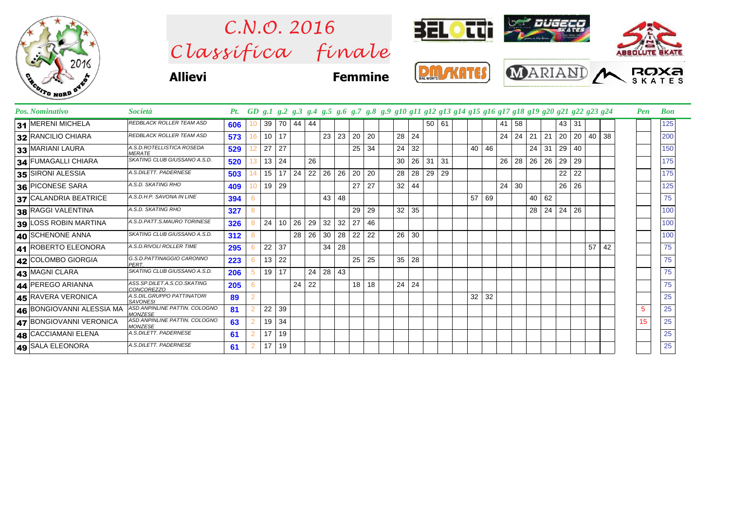# C.N.O. 2016
# Classifica finale

**Allievi** **Femmine**

| Pos. | Nominativo | Società | Pt. | GD | g.1 | g.2 | g.3 | g.4 | g.5 | g.6 | g.7 | g.8 | g.9 | g.10 | g.11 | g.12 | g.13 | g.14 | g.15 | g.16 | g.17 | g.18 | g.19 | g.20 | g.21 | g.22 | g.23 | g.24 | Pen | Bon |
|---|---|---|---|---|---|---|---|---|---|---|---|---|---|---|---|---|---|---|---|---|---|---|---|---|---|---|---|---|---|---|
| 31 | MERENI MICHELA | REDBLACK ROLLER TEAM ASD | 606 | 10 | 39 | 70 | 44 | 44 | | | | | | | | 50 | 61 | | | | 41 | 58 | | | 43 | 31 | | | | 125 |
| 32 | RANCILIO CHIARA | REDBLACK ROLLER TEAM ASD | 573 | 16 | 10 | 17 | | | 23 | 23 | 20 | 20 | | 28 | 24 | | | | | | 24 | 24 | 21 | 21 | 20 | 20 | 40 | 38 | | 200 |
| 33 | MARIANI LAURA | A.S.D.ROTELLISTICA ROSEDA MERATE | 529 | 12 | 27 | 27 | | | | | 25 | 34 | | 24 | 32 | | | | 40 | 46 | | | 24 | 31 | 29 | 40 | | | | 150 |
| 34 | FUMAGALLI CHIARA | SKATING CLUB GIUSSANO A.S.D. | 520 | 13 | 13 | 24 | | 26 | | | | | | 30 | 26 | 31 | 31 | | | | 26 | 28 | 26 | 26 | 29 | 29 | | | | 175 |
| 35 | SIRONI ALESSIA | A.S.DILETT. PADERNESE | 503 | 14 | 15 | 17 | 24 | 22 | 26 | 26 | 20 | 20 | | 28 | 28 | 29 | 29 | | | | | | | | 22 | 22 | | | | 175 |
| 36 | PICONESE SARA | A.S.D. SKATING RHO | 409 | 10 | 19 | 29 | | | | | 27 | 27 | | 32 | 44 | | | | | | 24 | 30 | | | 26 | 26 | | | | 125 |
| 37 | CALANDRIA BEATRICE | A.S.D.H.P. SAVONA IN LINE | 394 | 6 | | | | | 43 | 48 | | | | | | | | | 57 | 69 | | | 40 | 62 | | | | | | 75 |
| 38 | RAGGI VALENTINA | A.S.D. SKATING RHO | 327 | 8 | | | | | | | 29 | 29 | | 32 | 35 | | | | | | | | 28 | 24 | 24 | 26 | | | | 100 |
| 39 | LOSS ROBIN MARTINA | A.S.D.PATT.S.MAURO TORINESE | 326 | 8 | 24 | 10 | 26 | 29 | 32 | 32 | 27 | 46 | | | | | | | | | | | | | | | | | | 100 |
| 40 | SCHENONE ANNA | SKATING CLUB GIUSSANO A.S.D. | 312 | 8 | | | 28 | 26 | 30 | 28 | 22 | 22 | | 26 | 30 | | | | | | | | | | | | | | | 100 |
| 41 | ROBERTO ELEONORA | A.S.D.RIVOLI ROLLER TIME | 295 | 6 | 22 | 37 | | | 34 | 28 | | | | | | | | | | | | | | | | | 57 | 42 | | 75 |
| 42 | COLOMBO GIORGIA | G.S.D.PATTINAGGIO CARONNO PERT. | 223 | 6 | 13 | 22 | | | | | 25 | 25 | | 35 | 28 | | | | | | | | | | | | | | | 75 |
| 43 | MAGNI CLARA | SKATING CLUB GIUSSANO A.S.D. | 206 | 5 | 19 | 17 | | 24 | 28 | 43 | | | | | | | | | | | | | | | | | | | | 75 |
| 44 | PEREGO ARIANNA | ASS.SP.DILET.A.S.CO.SKATING CONCOREZZO | 205 | 6 | | | 24 | 22 | | | 18 | 18 | | 24 | 24 | | | | | | | | | | | | | | | 75 |
| 45 | RAVERA VERONICA | A.S.DIL.GRUPPO PATTINATORI SAVONESI | 89 | 2 | | | | | | | | | | | | | | | 32 | 32 | | | | | | | | | | 25 |
| 46 | BONGIOVANNI ALESSIA MA | ASD ANPINLINE PATTIN. COLOGNO MONZESE | 81 | 2 | 22 | 39 | | | | | | | | | | | | | | | | | | | | | | | 5 | 25 |
| 47 | BONGIOVANNI VERONICA | ASD ANPINLINE PATTIN. COLOGNO MONZESE | 63 | 2 | 19 | 34 | | | | | | | | | | | | | | | | | | | | | | | 15 | 25 |
| 48 | CACCIAMANI ELENA | A.S.DILETT. PADERNESE | 61 | 2 | 17 | 19 | | | | | | | | | | | | | | | | | | | | | | | | 25 |
| 49 | SALA ELEONORA | A.S.DILETT. PADERNESE | 61 | 2 | 17 | 19 | | | | | | | | | | | | | | | | | | | | | | | | 25 |